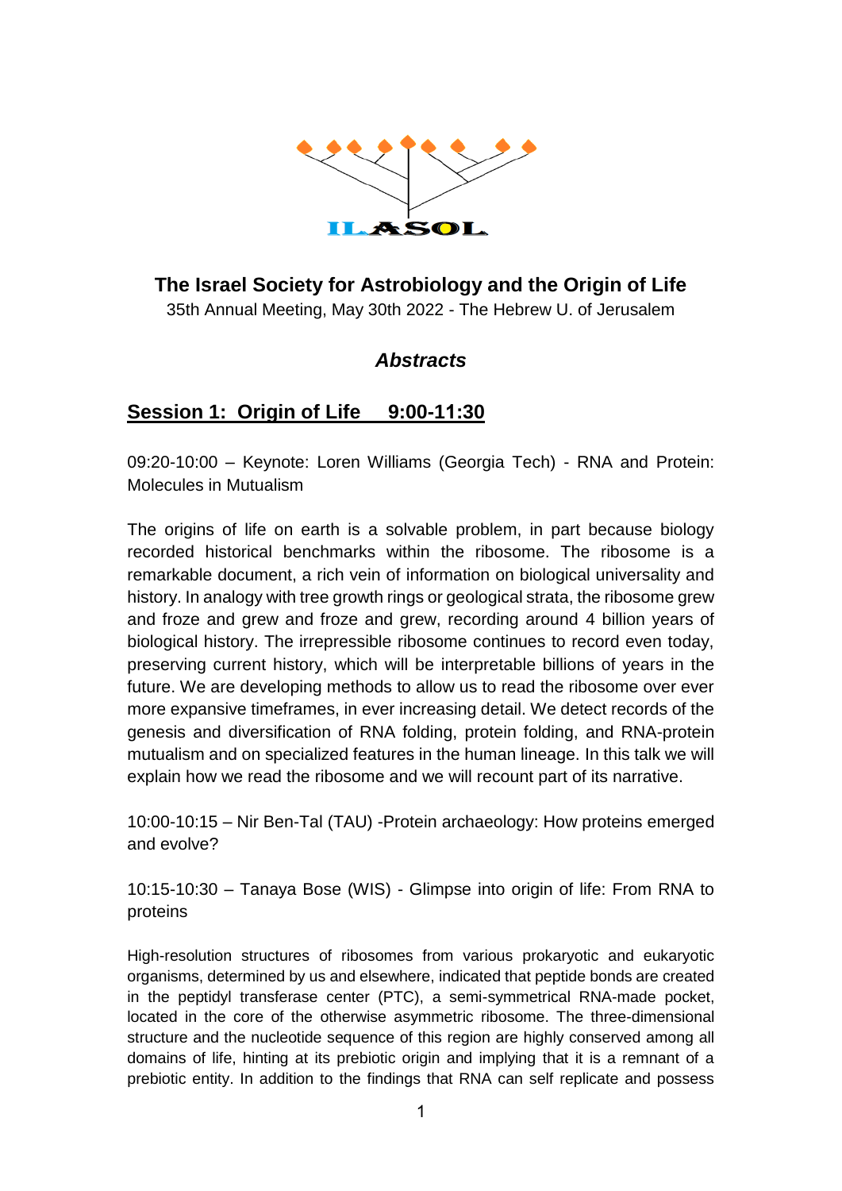ILASOL

# The Israel Society for Astrobiology and the Origin of Life

35th Annual Meeting, May 30th 2022 - The Hebrew U. of Jerusalem

## *Abstracts*

## Session 1: Origin of Life 9:00-11:30

09:20-10:00 – Keynote: Loren Williams (Georgia Tech) - RNA and Protein: Molecules in Mutualism

The origins of life on earth is a solvable problem, in part because biology recorded historical benchmarks within the ribosome. The ribosome is a remarkable document, a rich vein of information on biological universality and history. In analogy with tree growth rings or geological strata, the ribosome grew and froze and grew and froze and grew, recording around 4 billion years of biological history. The irrepressible ribosome continues to record even today, preserving current history, which will be interpretable billions of years in the future. We are developing methods to allow us to read the ribosome over ever more expansive timeframes, in ever increasing detail. We detect records of the genesis and diversification of RNA folding, protein folding, and RNA-protein mutualism and on specialized features in the human lineage. In this talk we will explain how we read the ribosome and we will recount part of its narrative.

10:00-10:15 – Nir Ben-Tal (TAU) -Protein archaeology: How proteins emerged and evolve?

10:15-10:30 – Tanaya Bose (WIS) - Glimpse into origin of life: From RNA to proteins

High-resolution structures of ribosomes from various prokaryotic and eukaryotic organisms, determined by us and elsewhere, indicated that peptide bonds are created in the peptidyl transferase center (PTC), a semi-symmetrical RNA-made pocket, located in the core of the otherwise asymmetric ribosome. The three-dimensional structure and the nucleotide sequence of this region are highly conserved among all domains of life, hinting at its prebiotic origin and implying that it is a remnant of a prebiotic entity. In addition to the findings that RNA can self replicate and possess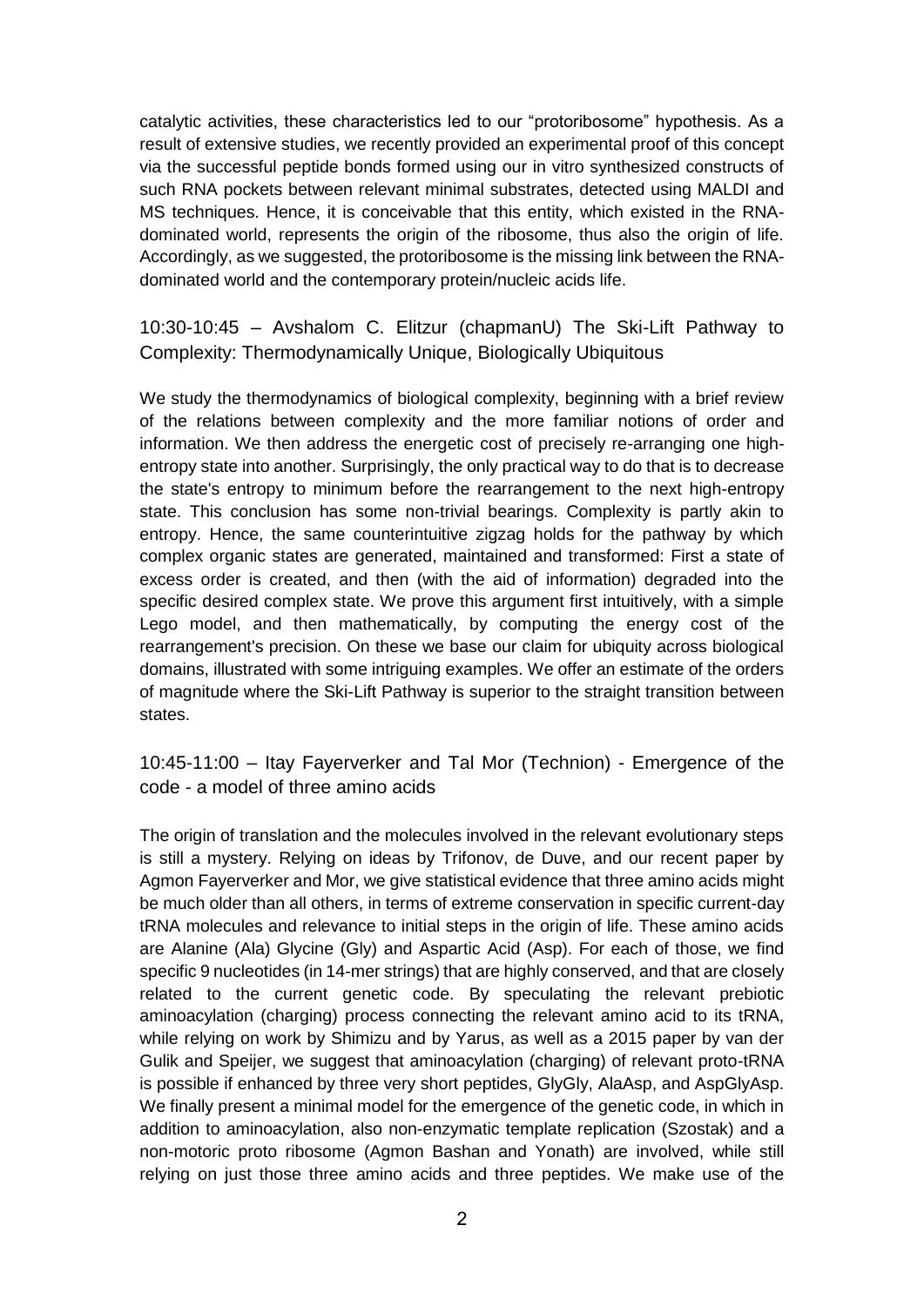catalytic activities, these characteristics led to our "protoribosome" hypothesis. As a result of extensive studies, we recently provided an experimental proof of this concept via the successful peptide bonds formed using our in vitro synthesized constructs of such RNA pockets between relevant minimal substrates, detected using MALDI and MS techniques. Hence, it is conceivable that this entity, which existed in the RNA-dominated world, represents the origin of the ribosome, thus also the origin of life. Accordingly, as we suggested, the protoribosome is the missing link between the RNA-dominated world and the contemporary protein/nucleic acids life.

## 10:30-10:45 – Avshalom C. Elitzur (chapmanU) The Ski-Lift Pathway to Complexity: Thermodynamically Unique, Biologically Ubiquitous

We study the thermodynamics of biological complexity, beginning with a brief review of the relations between complexity and the more familiar notions of order and information. We then address the energetic cost of precisely re-arranging one high-entropy state into another. Surprisingly, the only practical way to do that is to decrease the state's entropy to minimum before the rearrangement to the next high-entropy state. This conclusion has some non-trivial bearings. Complexity is partly akin to entropy. Hence, the same counterintuitive zigzag holds for the pathway by which complex organic states are generated, maintained and transformed: First a state of excess order is created, and then (with the aid of information) degraded into the specific desired complex state. We prove this argument first intuitively, with a simple Lego model, and then mathematically, by computing the energy cost of the rearrangement's precision. On these we base our claim for ubiquity across biological domains, illustrated with some intriguing examples. We offer an estimate of the orders of magnitude where the Ski-Lift Pathway is superior to the straight transition between states.

## 10:45-11:00 – Itay Fayerverker and Tal Mor (Technion) - Emergence of the code - a model of three amino acids

The origin of translation and the molecules involved in the relevant evolutionary steps is still a mystery. Relying on ideas by Trifonov, de Duve, and our recent paper by Agmon Fayerverker and Mor, we give statistical evidence that three amino acids might be much older than all others, in terms of extreme conservation in specific current-day tRNA molecules and relevance to initial steps in the origin of life. These amino acids are Alanine (Ala) Glycine (Gly) and Aspartic Acid (Asp). For each of those, we find specific 9 nucleotides (in 14-mer strings) that are highly conserved, and that are closely related to the current genetic code. By speculating the relevant prebiotic aminoacylation (charging) process connecting the relevant amino acid to its tRNA, while relying on work by Shimizu and by Yarus, as well as a 2015 paper by van der Gulik and Speijer, we suggest that aminoacylation (charging) of relevant proto-tRNA is possible if enhanced by three very short peptides, GlyGly, AlaAsp, and AspGlyAsp. We finally present a minimal model for the emergence of the genetic code, in which in addition to aminoacylation, also non-enzymatic template replication (Szostak) and a non-motoric proto ribosome (Agmon Bashan and Yonath) are involved, while still relying on just those three amino acids and three peptides. We make use of the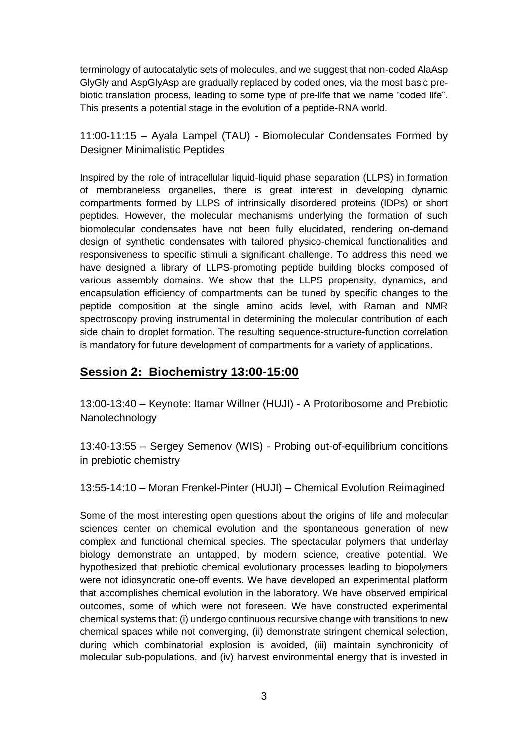terminology of autocatalytic sets of molecules, and we suggest that non-coded AlaAsp GlyGly and AspGlyAsp are gradually replaced by coded ones, via the most basic pre-biotic translation process, leading to some type of pre-life that we name "coded life". This presents a potential stage in the evolution of a peptide-RNA world.

### 11:00-11:15 – Ayala Lampel (TAU) - Biomolecular Condensates Formed by Designer Minimalistic Peptides

Inspired by the role of intracellular liquid-liquid phase separation (LLPS) in formation of membraneless organelles, there is great interest in developing dynamic compartments formed by LLPS of intrinsically disordered proteins (IDPs) or short peptides. However, the molecular mechanisms underlying the formation of such biomolecular condensates have not been fully elucidated, rendering on-demand design of synthetic condensates with tailored physico-chemical functionalities and responsiveness to specific stimuli a significant challenge. To address this need we have designed a library of LLPS-promoting peptide building blocks composed of various assembly domains. We show that the LLPS propensity, dynamics, and encapsulation efficiency of compartments can be tuned by specific changes to the peptide composition at the single amino acids level, with Raman and NMR spectroscopy proving instrumental in determining the molecular contribution of each side chain to droplet formation. The resulting sequence-structure-function correlation is mandatory for future development of compartments for a variety of applications.

## Session 2: Biochemistry 13:00-15:00

### 13:00-13:40 – Keynote: Itamar Willner (HUJI) - A Protoribosome and Prebiotic Nanotechnology

### 13:40-13:55 – Sergey Semenov (WIS) - Probing out-of-equilibrium conditions in prebiotic chemistry

### 13:55-14:10 – Moran Frenkel-Pinter (HUJI) – Chemical Evolution Reimagined

Some of the most interesting open questions about the origins of life and molecular sciences center on chemical evolution and the spontaneous generation of new complex and functional chemical species. The spectacular polymers that underlay biology demonstrate an untapped, by modern science, creative potential. We hypothesized that prebiotic chemical evolutionary processes leading to biopolymers were not idiosyncratic one-off events. We have developed an experimental platform that accomplishes chemical evolution in the laboratory. We have observed empirical outcomes, some of which were not foreseen. We have constructed experimental chemical systems that: (i) undergo continuous recursive change with transitions to new chemical spaces while not converging, (ii) demonstrate stringent chemical selection, during which combinatorial explosion is avoided, (iii) maintain synchronicity of molecular sub-populations, and (iv) harvest environmental energy that is invested in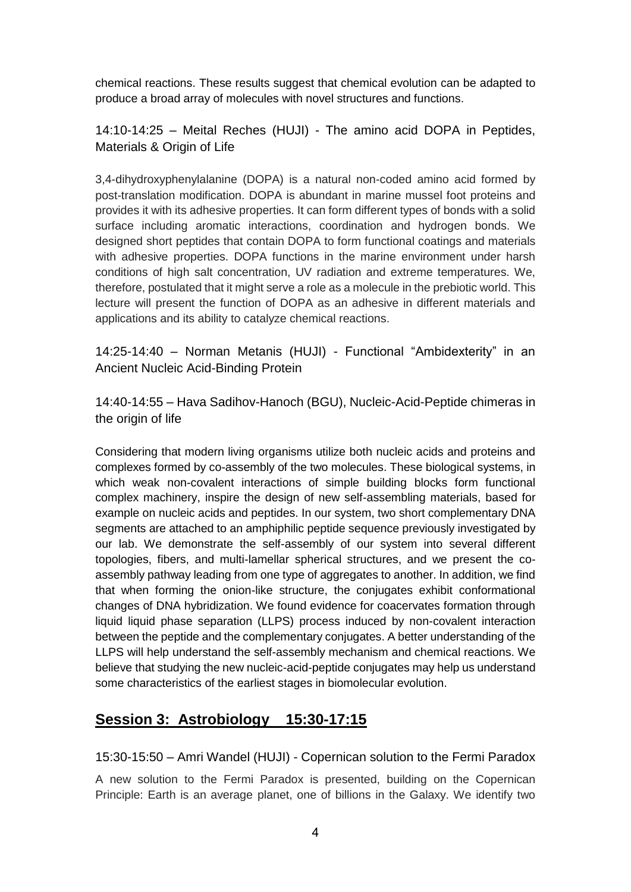chemical reactions. These results suggest that chemical evolution can be adapted to produce a broad array of molecules with novel structures and functions.

### 14:10-14:25 – Meital Reches (HUJI) - The amino acid DOPA in Peptides, Materials & Origin of Life

3,4-dihydroxyphenylalanine (DOPA) is a natural non-coded amino acid formed by post-translation modification. DOPA is abundant in marine mussel foot proteins and provides it with its adhesive properties. It can form different types of bonds with a solid surface including aromatic interactions, coordination and hydrogen bonds. We designed short peptides that contain DOPA to form functional coatings and materials with adhesive properties. DOPA functions in the marine environment under harsh conditions of high salt concentration, UV radiation and extreme temperatures. We, therefore, postulated that it might serve a role as a molecule in the prebiotic world. This lecture will present the function of DOPA as an adhesive in different materials and applications and its ability to catalyze chemical reactions.

### 14:25-14:40 – Norman Metanis (HUJI) - Functional "Ambidexterity" in an Ancient Nucleic Acid-Binding Protein

### 14:40-14:55 – Hava Sadihov-Hanoch (BGU), Nucleic-Acid-Peptide chimeras in the origin of life

Considering that modern living organisms utilize both nucleic acids and proteins and complexes formed by co-assembly of the two molecules. These biological systems, in which weak non-covalent interactions of simple building blocks form functional complex machinery, inspire the design of new self-assembling materials, based for example on nucleic acids and peptides. In our system, two short complementary DNA segments are attached to an amphiphilic peptide sequence previously investigated by our lab. We demonstrate the self-assembly of our system into several different topologies, fibers, and multi-lamellar spherical structures, and we present the co-assembly pathway leading from one type of aggregates to another. In addition, we find that when forming the onion-like structure, the conjugates exhibit conformational changes of DNA hybridization. We found evidence for coacervates formation through liquid liquid phase separation (LLPS) process induced by non-covalent interaction between the peptide and the complementary conjugates. A better understanding of the LLPS will help understand the self-assembly mechanism and chemical reactions. We believe that studying the new nucleic-acid-peptide conjugates may help us understand some characteristics of the earliest stages in biomolecular evolution.

## **Session 3: Astrobiology 15:30-17:15**

### 15:30-15:50 – Amri Wandel (HUJI) - Copernican solution to the Fermi Paradox

A new solution to the Fermi Paradox is presented, building on the Copernican Principle: Earth is an average planet, one of billions in the Galaxy. We identify two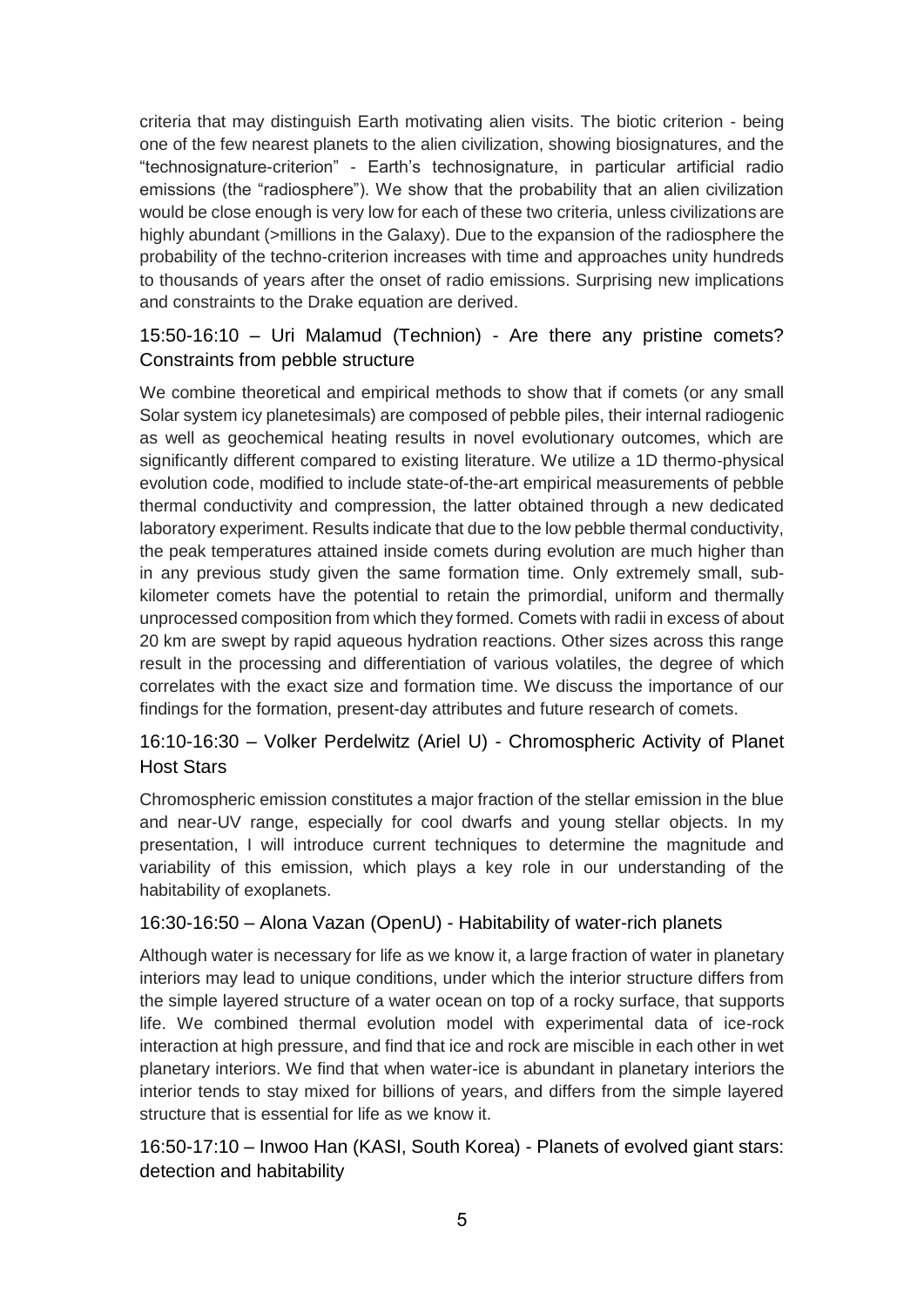criteria that may distinguish Earth motivating alien visits. The biotic criterion - being one of the few nearest planets to the alien civilization, showing biosignatures, and the "technosignature-criterion" - Earth's technosignature, in particular artificial radio emissions (the "radiosphere"). We show that the probability that an alien civilization would be close enough is very low for each of these two criteria, unless civilizations are highly abundant (>millions in the Galaxy). Due to the expansion of the radiosphere the probability of the techno-criterion increases with time and approaches unity hundreds to thousands of years after the onset of radio emissions. Surprising new implications and constraints to the Drake equation are derived.

### 15:50-16:10 – Uri Malamud (Technion) - Are there any pristine comets? Constraints from pebble structure

We combine theoretical and empirical methods to show that if comets (or any small Solar system icy planetesimals) are composed of pebble piles, their internal radiogenic as well as geochemical heating results in novel evolutionary outcomes, which are significantly different compared to existing literature. We utilize a 1D thermo-physical evolution code, modified to include state-of-the-art empirical measurements of pebble thermal conductivity and compression, the latter obtained through a new dedicated laboratory experiment. Results indicate that due to the low pebble thermal conductivity, the peak temperatures attained inside comets during evolution are much higher than in any previous study given the same formation time. Only extremely small, sub-kilometer comets have the potential to retain the primordial, uniform and thermally unprocessed composition from which they formed. Comets with radii in excess of about 20 km are swept by rapid aqueous hydration reactions. Other sizes across this range result in the processing and differentiation of various volatiles, the degree of which correlates with the exact size and formation time. We discuss the importance of our findings for the formation, present-day attributes and future research of comets.

### 16:10-16:30 – Volker Perdelwitz (Ariel U) - Chromospheric Activity of Planet Host Stars

Chromospheric emission constitutes a major fraction of the stellar emission in the blue and near-UV range, especially for cool dwarfs and young stellar objects. In my presentation, I will introduce current techniques to determine the magnitude and variability of this emission, which plays a key role in our understanding of the habitability of exoplanets.

### 16:30-16:50 – Alona Vazan (OpenU) - Habitability of water-rich planets

Although water is necessary for life as we know it, a large fraction of water in planetary interiors may lead to unique conditions, under which the interior structure differs from the simple layered structure of a water ocean on top of a rocky surface, that supports life. We combined thermal evolution model with experimental data of ice-rock interaction at high pressure, and find that ice and rock are miscible in each other in wet planetary interiors. We find that when water-ice is abundant in planetary interiors the interior tends to stay mixed for billions of years, and differs from the simple layered structure that is essential for life as we know it.

### 16:50-17:10 – Inwoo Han (KASI, South Korea) - Planets of evolved giant stars: detection and habitability